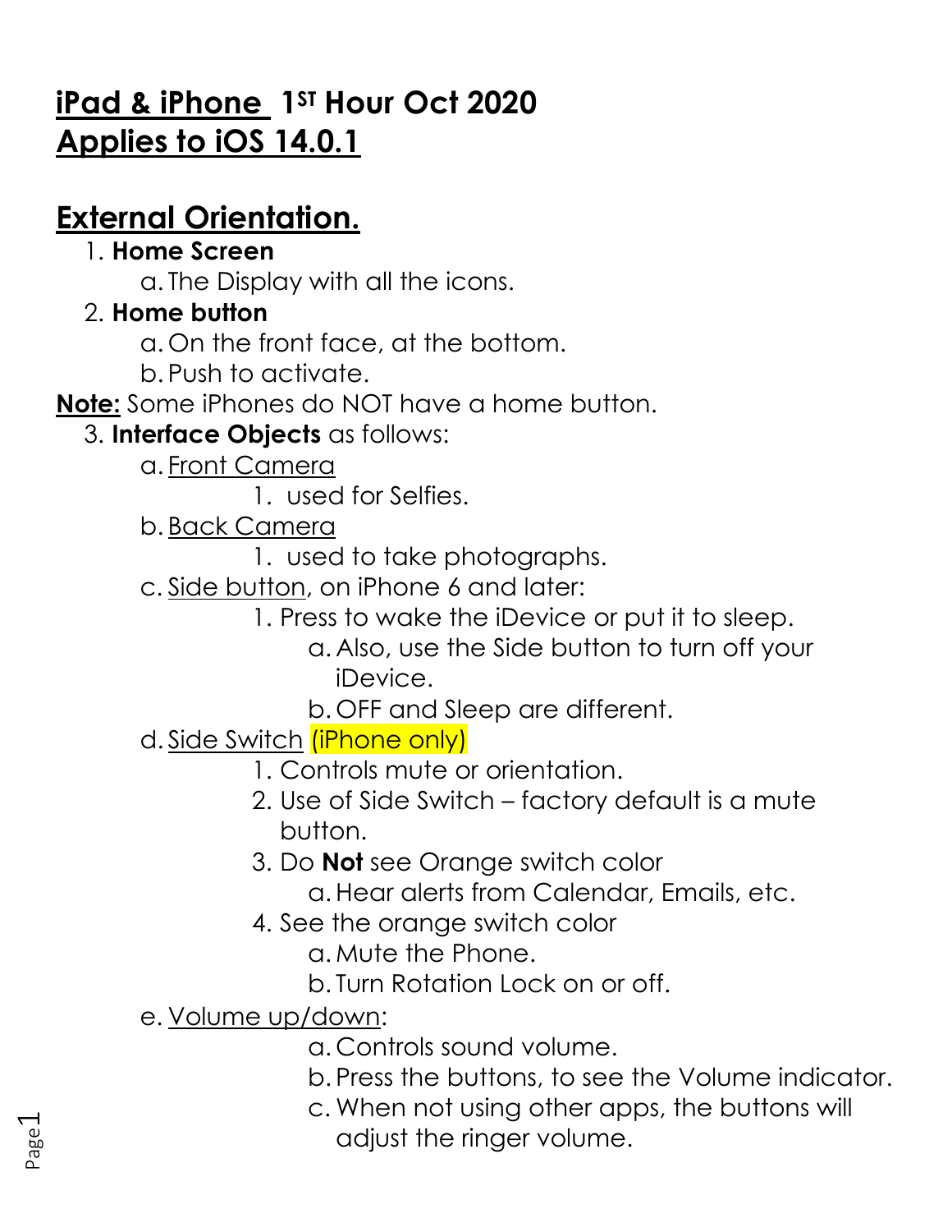# **iPad & iPhone 1ST Hour Oct 2020**
# **Applies to iOS 14.0.1**

## **External Orientation.**

1. **Home Screen**
    a. The Display with all the icons.
2. **Home button**
    a. On the front face, at the bottom.
    b. Push to activate.

**Note:** Some iPhones do NOT have a home button.

3. **Interface Objects** as follows:
    a. Front Camera
        1. used for Selfies.
    b. Back Camera
        1. used to take photographs.
    c. Side button, on iPhone 6 and later:
        1. Press to wake the iDevice or put it to sleep.
            a. Also, use the Side button to turn off your iDevice.
            b. OFF and Sleep are different.
    d. Side Switch (iPhone only)
        1. Controls mute or orientation.
        2. Use of Side Switch – factory default is a mute button.
        3. Do **Not** see Orange switch color
            a. Hear alerts from Calendar, Emails, etc.
        4. See the orange switch color
            a. Mute the Phone.
            b. Turn Rotation Lock on or off.
    e. Volume up/down:
        a. Controls sound volume.
        b. Press the buttons, to see the Volume indicator.
        c. When not using other apps, the buttons will adjust the ringer volume.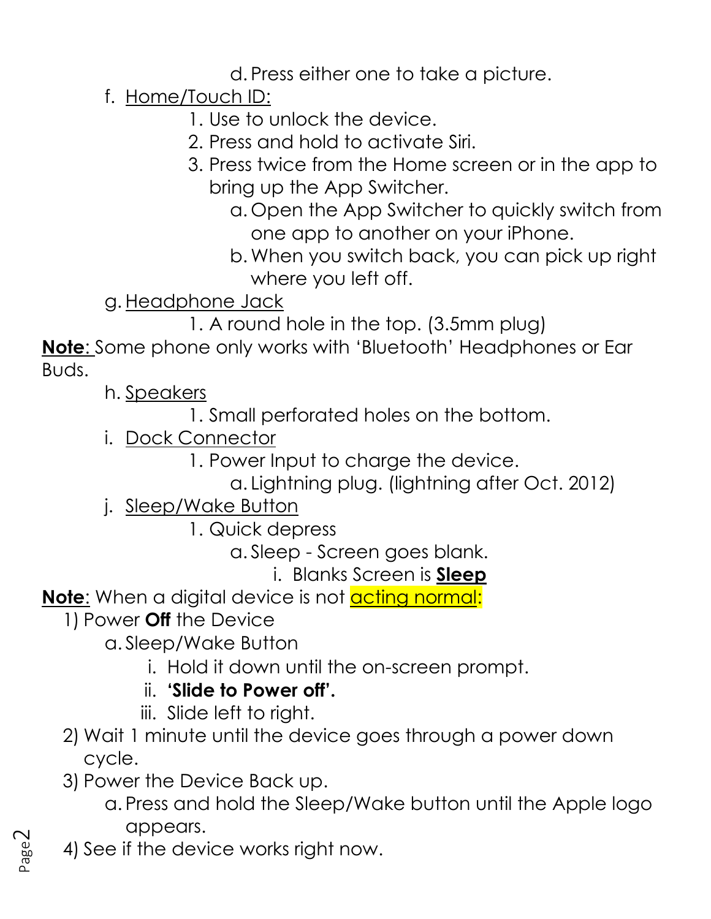d. Press either one to take a picture.

f. Home/Touch ID:
   1. Use to unlock the device.
   2. Press and hold to activate Siri.
   3. Press twice from the Home screen or in the app to bring up the App Switcher.
      a. Open the App Switcher to quickly switch from one app to another on your iPhone.
      b. When you switch back, you can pick up right where you left off.

g. Headphone Jack
   1. A round hole in the top. (3.5mm plug)

**Note**: Some phone only works with 'Bluetooth' Headphones or Ear Buds.

h. Speakers
   1. Small perforated holes on the bottom.

i. Dock Connector
   1. Power Input to charge the device.
      a. Lightning plug. (lightning after Oct. 2012)

j. Sleep/Wake Button
   1. Quick depress
      a. Sleep - Screen goes blank.
         i. Blanks Screen is **Sleep**

**Note**: When a digital device is not acting normal:

1) Power **Off** the Device
   a. Sleep/Wake Button
      i. Hold it down until the on-screen prompt.
      ii. **'Slide to Power off'.**
      iii. Slide left to right.
2) Wait 1 minute until the device goes through a power down cycle.
3) Power the Device Back up.
   a. Press and hold the Sleep/Wake button until the Apple logo appears.
4) See if the device works right now.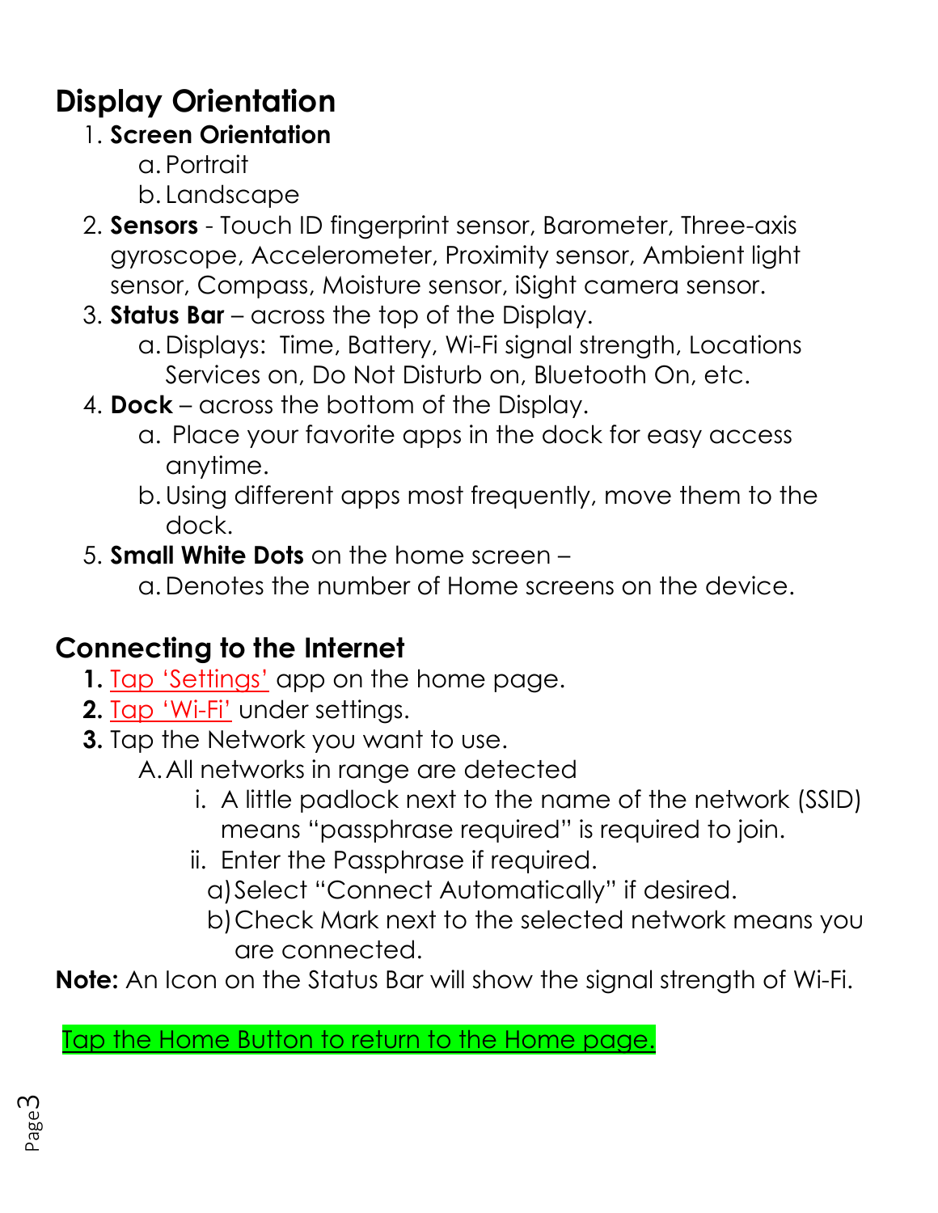# Display Orientation

1. **Screen Orientation**
   a. Portrait
   b. Landscape
2. **Sensors** - Touch ID fingerprint sensor, Barometer, Three-axis gyroscope, Accelerometer, Proximity sensor, Ambient light sensor, Compass, Moisture sensor, iSight camera sensor.
3. **Status Bar** – across the top of the Display.
   a. Displays: Time, Battery, Wi-Fi signal strength, Locations Services on, Do Not Disturb on, Bluetooth On, etc.
4. **Dock** – across the bottom of the Display.
   a. Place your favorite apps in the dock for easy access anytime.
   b. Using different apps most frequently, move them to the dock.
5. **Small White Dots** on the home screen –
   a. Denotes the number of Home screens on the device.

# Connecting to the Internet

**1.** Tap 'Settings' app on the home page.
**2.** Tap 'Wi-Fi' under settings.
**3.** Tap the Network you want to use.
   A. All networks in range are detected
      i. A little padlock next to the name of the network (SSID) means "passphrase required" is required to join.
      ii. Enter the Passphrase if required.
         a) Select "Connect Automatically" if desired.
         b) Check Mark next to the selected network means you are connected.

**Note:** An Icon on the Status Bar will show the signal strength of Wi-Fi.

Tap the Home Button to return to the Home page.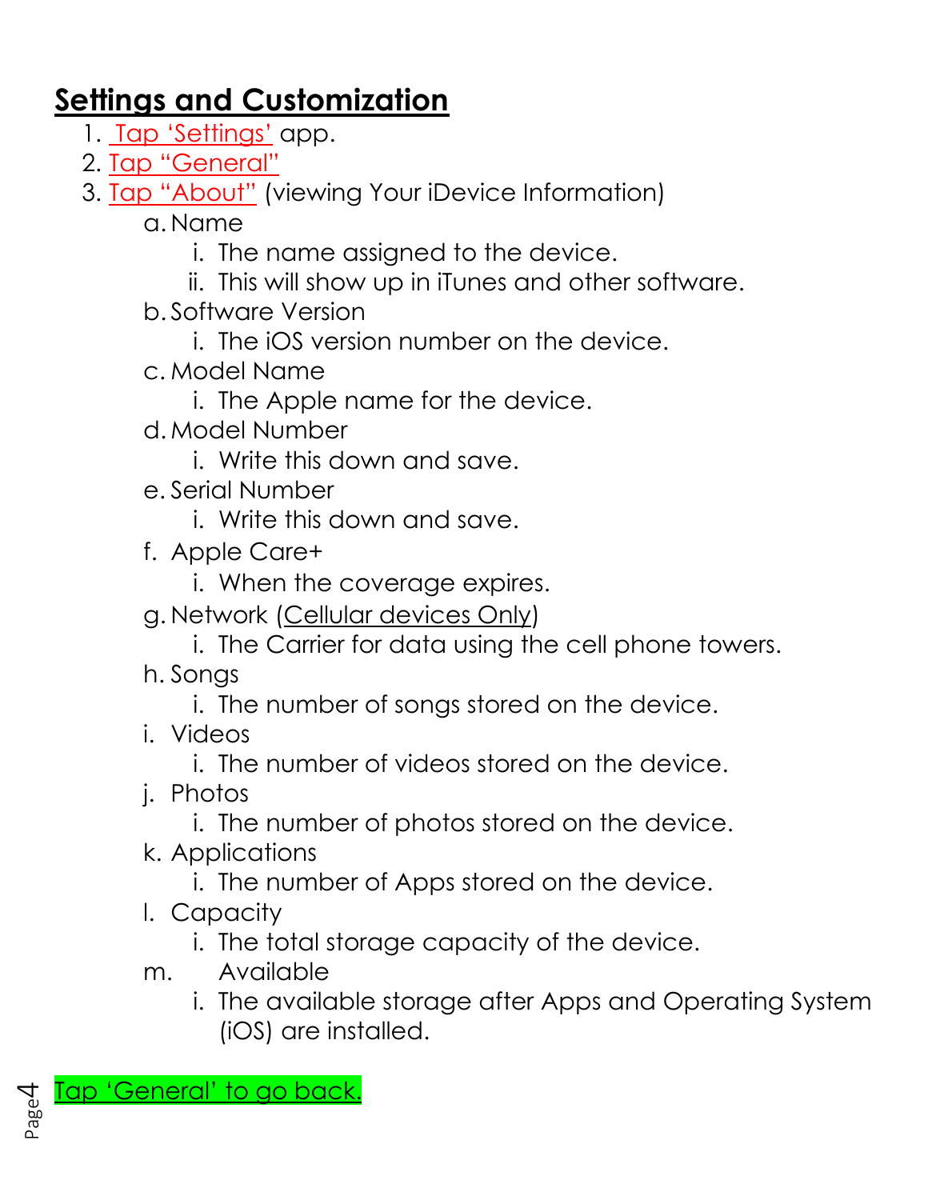## Settings and Customization

1. Tap 'Settings' app.
2. Tap "General"
3. Tap "About" (viewing Your iDevice Information)
   a. Name
      i. The name assigned to the device.
      ii. This will show up in iTunes and other software.
   b. Software Version
      i. The iOS version number on the device.
   c. Model Name
      i. The Apple name for the device.
   d. Model Number
      i. Write this down and save.
   e. Serial Number
      i. Write this down and save.
   f. Apple Care+
      i. When the coverage expires.
   g. Network (Cellular devices Only)
      i. The Carrier for data using the cell phone towers.
   h. Songs
      i. The number of songs stored on the device.
   i. Videos
      i. The number of videos stored on the device.
   j. Photos
      i. The number of photos stored on the device.
   k. Applications
      i. The number of Apps stored on the device.
   l. Capacity
      i. The total storage capacity of the device.
   m. Available
      i. The available storage after Apps and Operating System (iOS) are installed.

Tap 'General' to go back.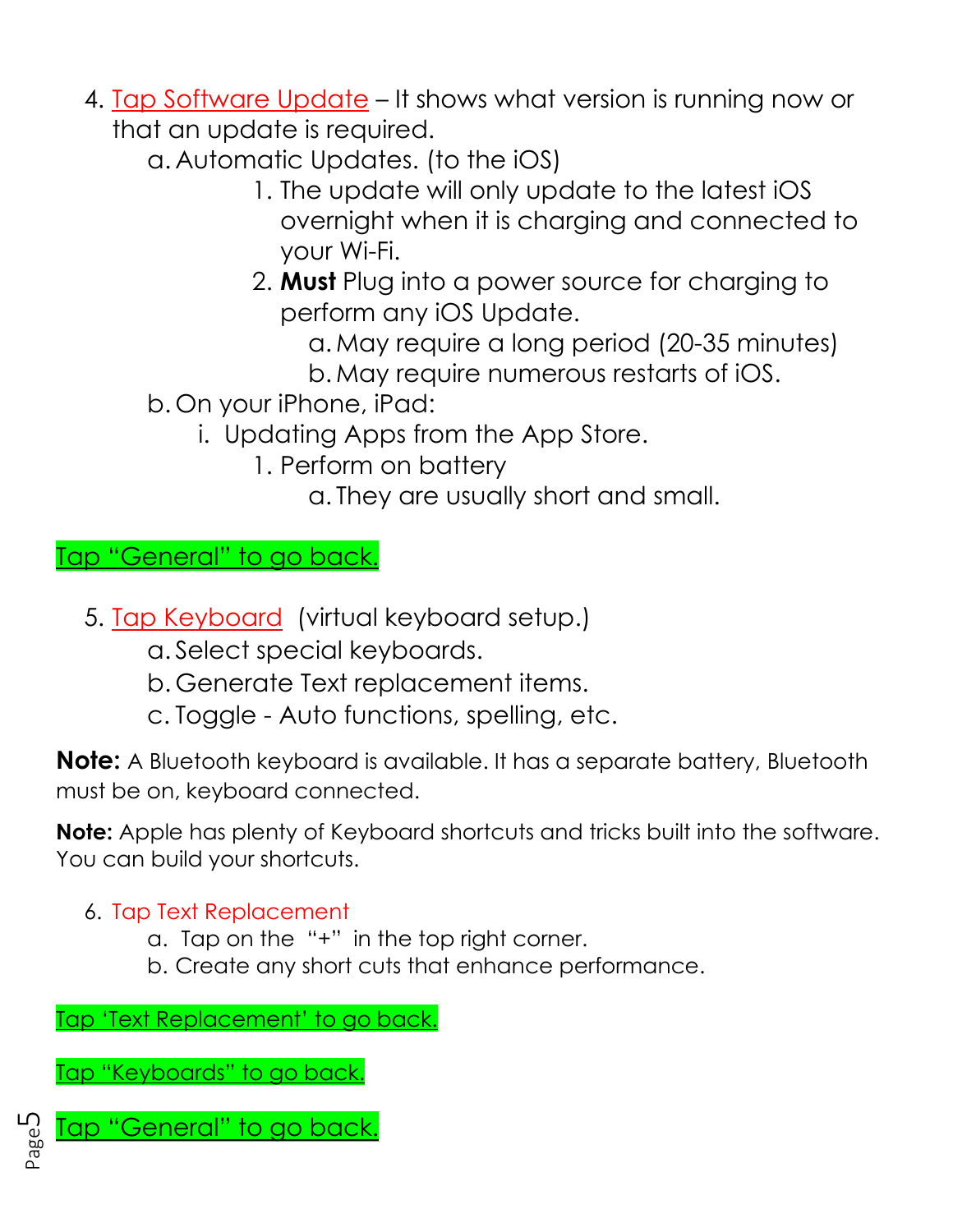4. Tap Software Update – It shows what version is running now or that an update is required.
    a. Automatic Updates. (to the iOS)
        1. The update will only update to the latest iOS overnight when it is charging and connected to your Wi-Fi.
        2. **Must** Plug into a power source for charging to perform any iOS Update.
            a. May require a long period (20-35 minutes)
            b. May require numerous restarts of iOS.
    b. On your iPhone, iPad:
        i. Updating Apps from the App Store.
            1. Perform on battery
                a. They are usually short and small.

Tap "General" to go back.

5. Tap Keyboard (virtual keyboard setup.)
    a. Select special keyboards.
    b. Generate Text replacement items.
    c. Toggle - Auto functions, spelling, etc.

**Note:** A Bluetooth keyboard is available. It has a separate battery, Bluetooth must be on, keyboard connected.

**Note:** Apple has plenty of Keyboard shortcuts and tricks built into the software. You can build your shortcuts.

6. Tap Text Replacement
    a. Tap on the "+" in the top right corner.
    b. Create any short cuts that enhance performance.

Tap 'Text Replacement' to go back.

Tap "Keyboards" to go back.

Tap "General" to go back.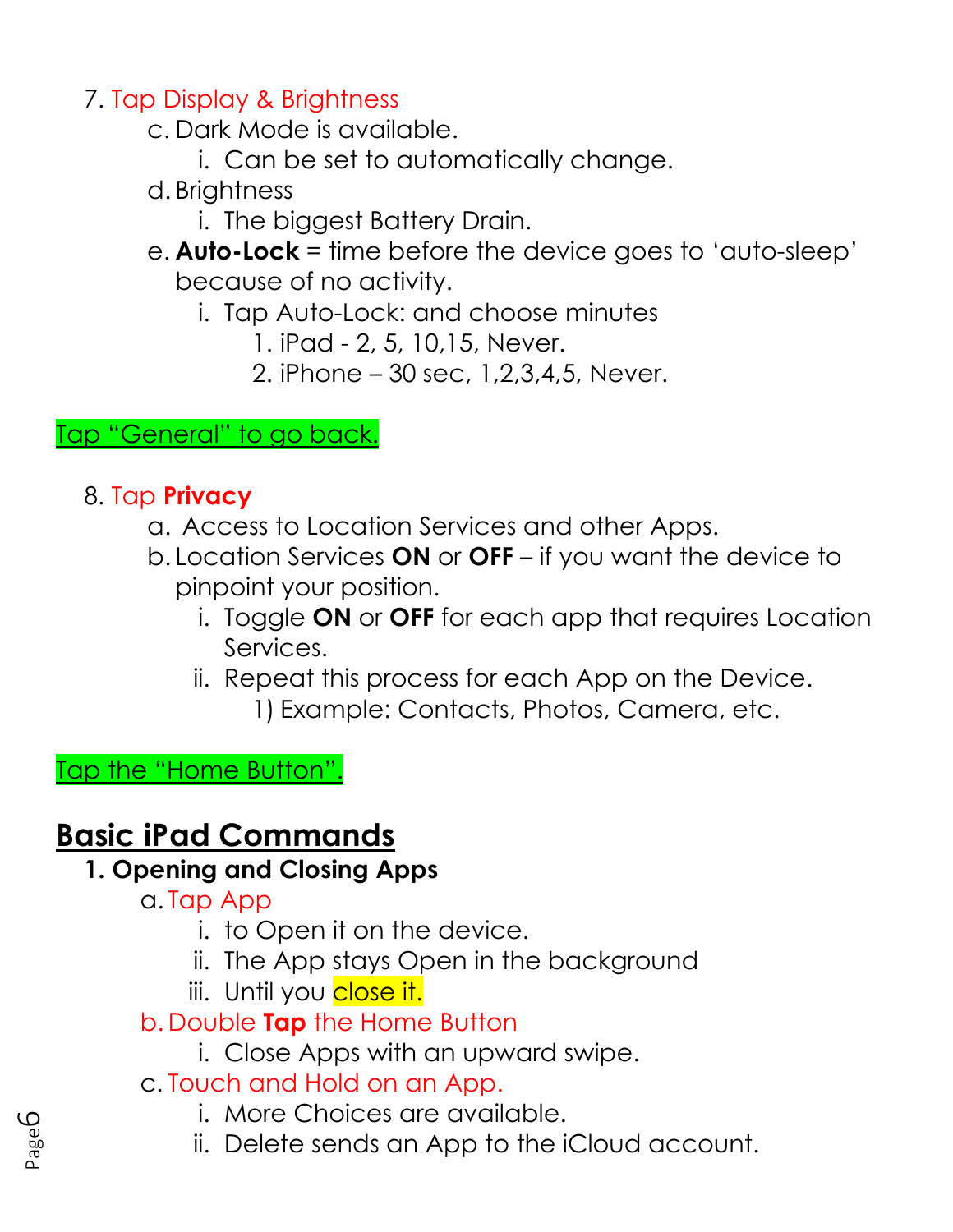7. Tap Display & Brightness
    c. Dark Mode is available.
        i. Can be set to automatically change.
    d. Brightness
        i. The biggest Battery Drain.
    e. **Auto-Lock** = time before the device goes to 'auto-sleep' because of no activity.
        i. Tap Auto-Lock: and choose minutes
            1. iPad - 2, 5, 10,15, Never.
            2. iPhone – 30 sec, 1,2,3,4,5, Never.

Tap "General" to go back.

8. Tap **Privacy**
    a. Access to Location Services and other Apps.
    b. Location Services **ON** or **OFF** – if you want the device to pinpoint your position.
        i. Toggle **ON** or **OFF** for each app that requires Location Services.
        ii. Repeat this process for each App on the Device.
            1) Example: Contacts, Photos, Camera, etc.

Tap the "Home Button".

## Basic iPad Commands

**1. Opening and Closing Apps**

a. Tap App
    i. to Open it on the device.
    ii. The App stays Open in the background
    iii. Until you close it.

b. Double **Tap** the Home Button
    i. Close Apps with an upward swipe.

c. Touch and Hold on an App.
    i. More Choices are available.
    ii. Delete sends an App to the iCloud account.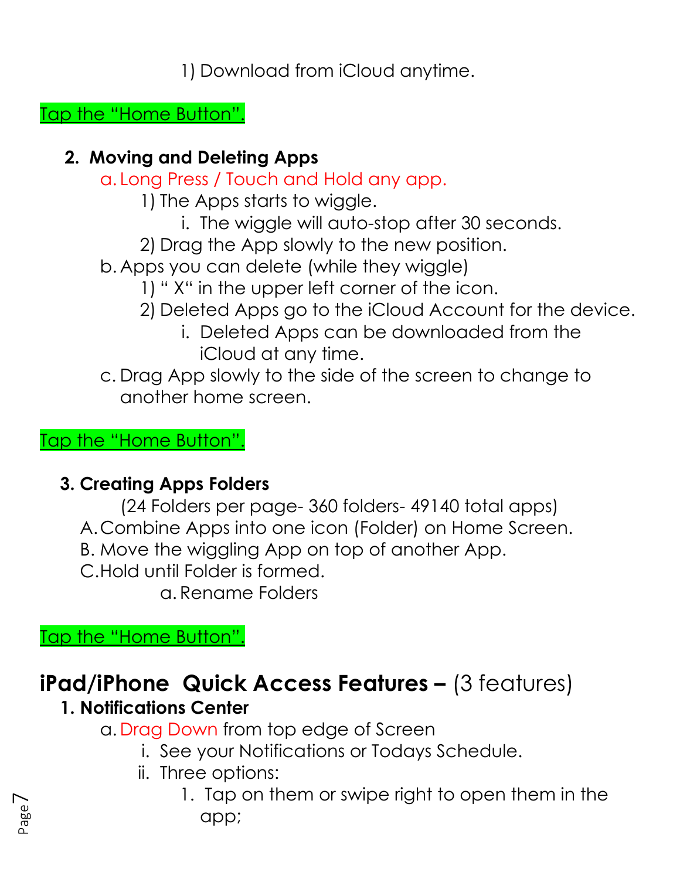1) Download from iCloud anytime.

Tap the "Home Button".

**2. Moving and Deleting Apps**

a. Long Press / Touch and Hold any app.
   1) The Apps starts to wiggle.
      i. The wiggle will auto-stop after 30 seconds.
   2) Drag the App slowly to the new position.

b. Apps you can delete (while they wiggle)
   1) " X" in the upper left corner of the icon.
   2) Deleted Apps go to the iCloud Account for the device.
      i. Deleted Apps can be downloaded from the iCloud at any time.

c. Drag App slowly to the side of the screen to change to another home screen.

Tap the "Home Button".

**3. Creating Apps Folders**

(24 Folders per page- 360 folders- 49140 total apps)

A. Combine Apps into one icon (Folder) on Home Screen.

B. Move the wiggling App on top of another App.

C. Hold until Folder is formed.
   a. Rename Folders

Tap the "Home Button".

## iPad/iPhone Quick Access Features – (3 features)

**1. Notifications Center**

a. Drag Down from top edge of Screen
   i. See your Notifications or Todays Schedule.
   ii. Three options:
      1. Tap on them or swipe right to open them in the app;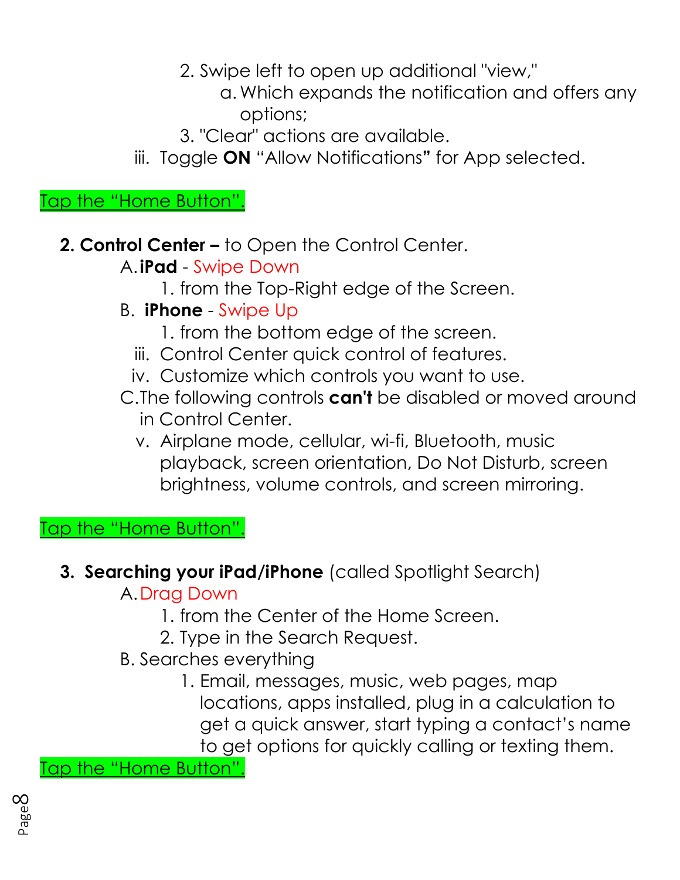2. Swipe left to open up additional "view,"
    a. Which expands the notification and offers any options;
3. "Clear" actions are available.

iii. Toggle **ON** "Allow Notifications**"** for App selected.

Tap the "Home Button".

**2. Control Center –** to Open the Control Center.

A. **iPad** - Swipe Down
    1. from the Top-Right edge of the Screen.

B. **iPhone** - Swipe Up
    1. from the bottom edge of the screen.

iii. Control Center quick control of features.

iv. Customize which controls you want to use.

C. The following controls **can't** be disabled or moved around in Control Center.

v. Airplane mode, cellular, wi-fi, Bluetooth, music playback, screen orientation, Do Not Disturb, screen brightness, volume controls, and screen mirroring.

Tap the "Home Button".

**3. Searching your iPad/iPhone** (called Spotlight Search)

A. Drag Down
    1. from the Center of the Home Screen.
    2. Type in the Search Request.

B. Searches everything
    1. Email, messages, music, web pages, map locations, apps installed, plug in a calculation to get a quick answer, start typing a contact's name to get options for quickly calling or texting them.

Tap the "Home Button".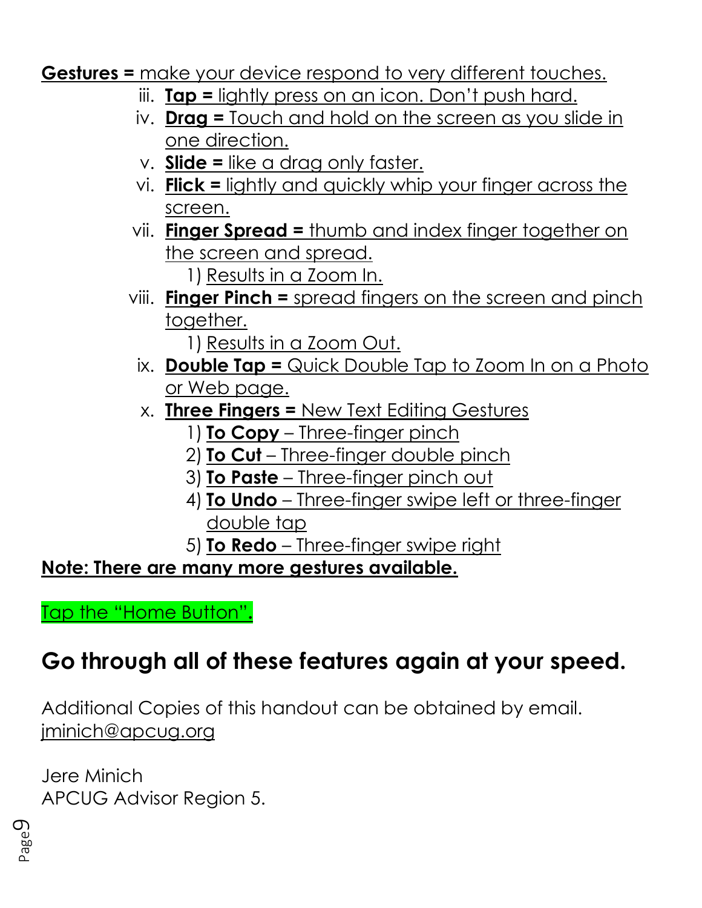**Gestures =** make your device respond to very different touches.

iii. **Tap =** lightly press on an icon. Don't push hard.
iv. **Drag =** Touch and hold on the screen as you slide in one direction.
v. **Slide =** like a drag only faster.
vi. **Flick =** lightly and quickly whip your finger across the screen.
vii. **Finger Spread =** thumb and index finger together on the screen and spread.
    1) Results in a Zoom In.
viii. **Finger Pinch =** spread fingers on the screen and pinch together.
    1) Results in a Zoom Out.
ix. **Double Tap =** Quick Double Tap to Zoom In on a Photo or Web page.
x. **Three Fingers =** New Text Editing Gestures
    1) **To Copy** – Three-finger pinch
    2) **To Cut** – Three-finger double pinch
    3) **To Paste** – Three-finger pinch out
    4) **To Undo** – Three-finger swipe left or three-finger double tap
    5) **To Redo** – Three-finger swipe right

**Note: There are many more gestures available.**

Tap the "Home Button".

## Go through all of these features again at your speed.

Additional Copies of this handout can be obtained by email.
jminich@apcug.org

Jere Minich
APCUG Advisor Region 5.